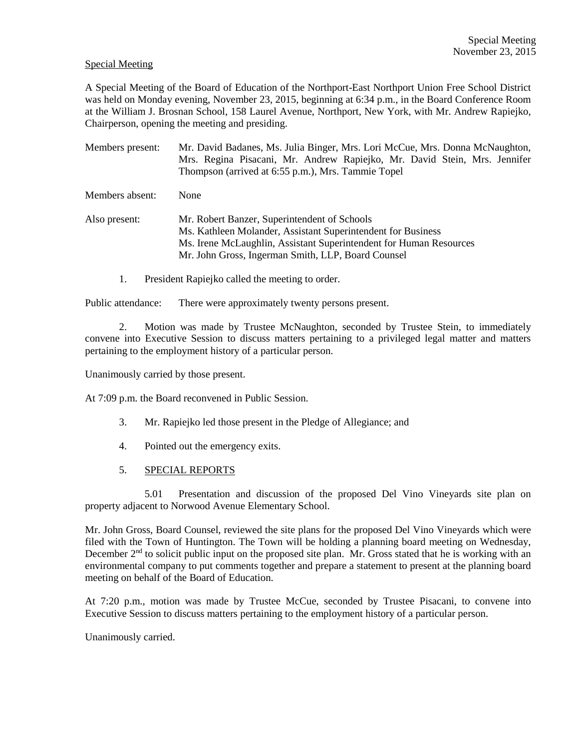Special Meeting

A Special Meeting of the Board of Education of the Northport-East Northport Union Free School District was held on Monday evening, November 23, 2015, beginning at 6:34 p.m., in the Board Conference Room at the William J. Brosnan School, 158 Laurel Avenue, Northport, New York, with Mr. Andrew Rapiejko, Chairperson, opening the meeting and presiding.

Members present: Mr. David Badanes, Ms. Julia Binger, Mrs. Lori McCue, Mrs. Donna McNaughton, Mrs. Regina Pisacani, Mr. Andrew Rapiejko, Mr. David Stein, Mrs. Jennifer Thompson (arrived at 6:55 p.m.), Mrs. Tammie Topel

Members absent: None

Also present: Mr. Robert Banzer, Superintendent of Schools
Ms. Kathleen Molander, Assistant Superintendent for Business
Ms. Irene McLaughlin, Assistant Superintendent for Human Resources
Mr. John Gross, Ingerman Smith, LLP, Board Counsel

1. President Rapiejko called the meeting to order.

Public attendance: There were approximately twenty persons present.

2. Motion was made by Trustee McNaughton, seconded by Trustee Stein, to immediately convene into Executive Session to discuss matters pertaining to a privileged legal matter and matters pertaining to the employment history of a particular person.

Unanimously carried by those present.

At 7:09 p.m. the Board reconvened in Public Session.

3. Mr. Rapiejko led those present in the Pledge of Allegiance; and

4. Pointed out the emergency exits.

5. SPECIAL REPORTS

5.01 Presentation and discussion of the proposed Del Vino Vineyards site plan on property adjacent to Norwood Avenue Elementary School.

Mr. John Gross, Board Counsel, reviewed the site plans for the proposed Del Vino Vineyards which were filed with the Town of Huntington. The Town will be holding a planning board meeting on Wednesday, December 2nd to solicit public input on the proposed site plan. Mr. Gross stated that he is working with an environmental company to put comments together and prepare a statement to present at the planning board meeting on behalf of the Board of Education.

At 7:20 p.m., motion was made by Trustee McCue, seconded by Trustee Pisacani, to convene into Executive Session to discuss matters pertaining to the employment history of a particular person.

Unanimously carried.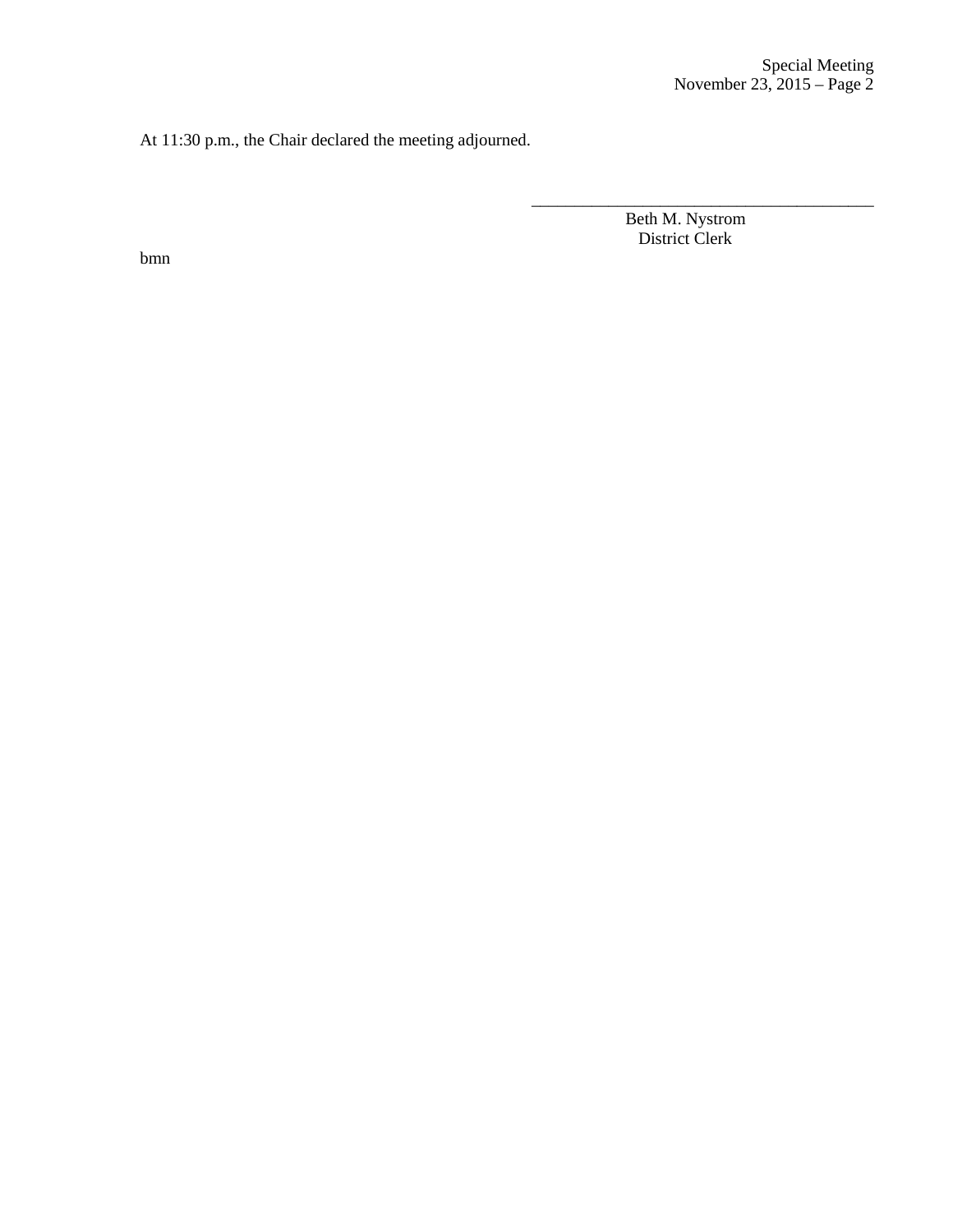At 11:30 p.m., the Chair declared the meeting adjourned.

\_\_\_\_\_\_\_\_\_\_\_\_\_\_\_\_\_\_\_\_\_\_\_\_\_\_\_\_\_\_\_\_\_\_\_\_\_\_\_\_

Beth M. Nystrom
District Clerk

bmn